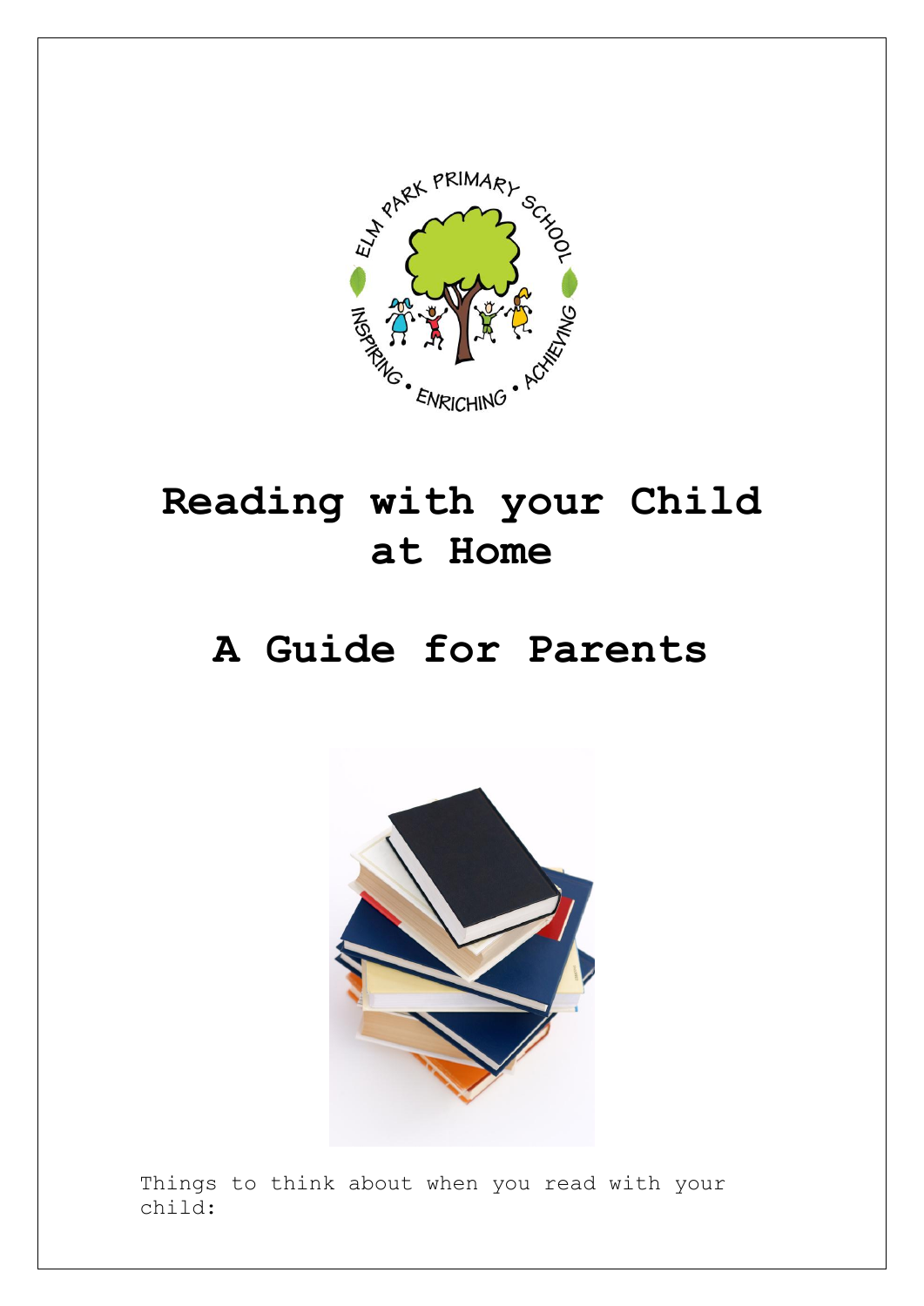# Reading with your Child at Home

## A Guide for Parents

Things to think about when you read with your child: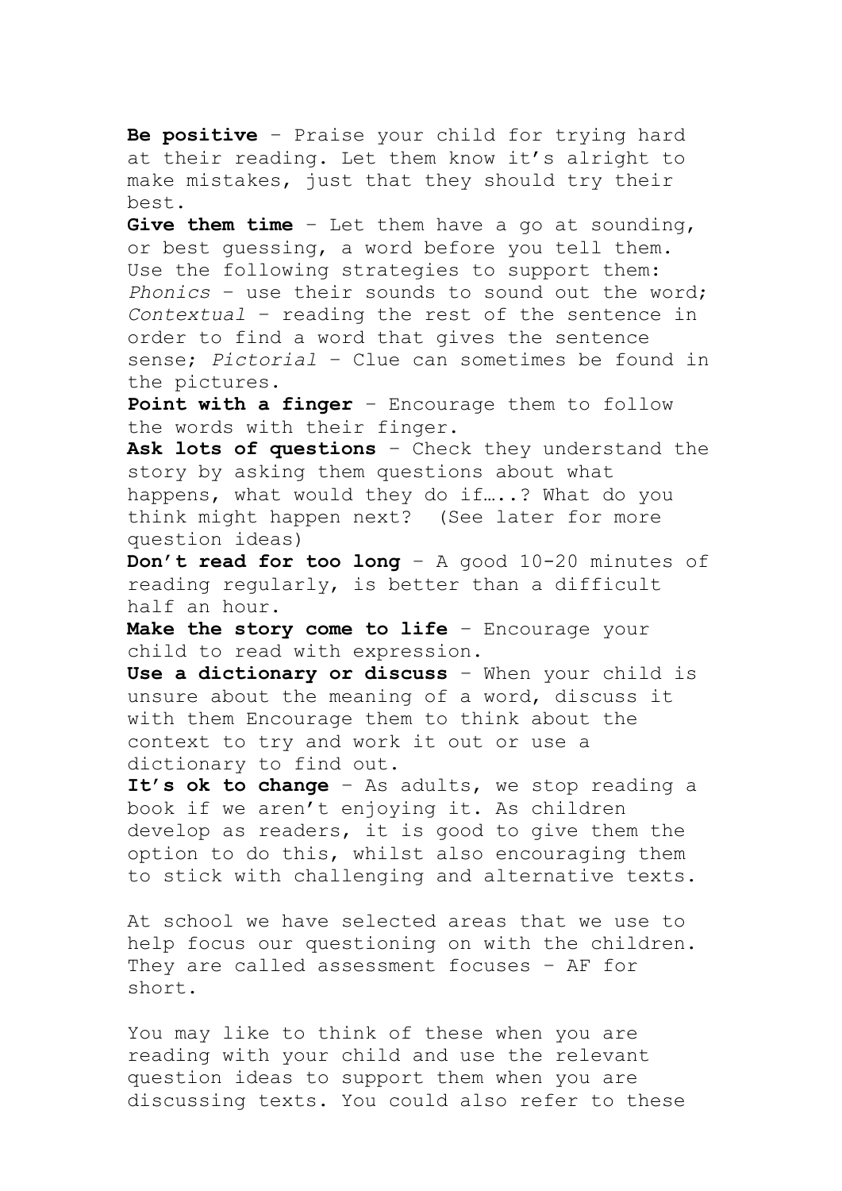**Be positive** – Praise your child for trying hard at their reading. Let them know it's alright to make mistakes, just that they should try their best.

**Give them time** – Let them have a go at sounding, or best guessing, a word before you tell them. Use the following strategies to support them: *Phonics* – use their sounds to sound out the word; *Contextual* – reading the rest of the sentence in order to find a word that gives the sentence sense; *Pictorial* – Clue can sometimes be found in the pictures.

**Point with a finger** – Encourage them to follow the words with their finger.

**Ask lots of questions** – Check they understand the story by asking them questions about what happens, what would they do if…..? What do you think might happen next? (See later for more question ideas)

**Don't read for too long** – A good 10-20 minutes of reading regularly, is better than a difficult half an hour.

**Make the story come to life** – Encourage your child to read with expression.

**Use a dictionary or discuss** – When your child is unsure about the meaning of a word, discuss it with them Encourage them to think about the context to try and work it out or use a dictionary to find out.

**It's ok to change** – As adults, we stop reading a book if we aren't enjoying it. As children develop as readers, it is good to give them the option to do this, whilst also encouraging them to stick with challenging and alternative texts.

At school we have selected areas that we use to help focus our questioning on with the children. They are called assessment focuses – AF for short.

You may like to think of these when you are reading with your child and use the relevant question ideas to support them when you are discussing texts. You could also refer to these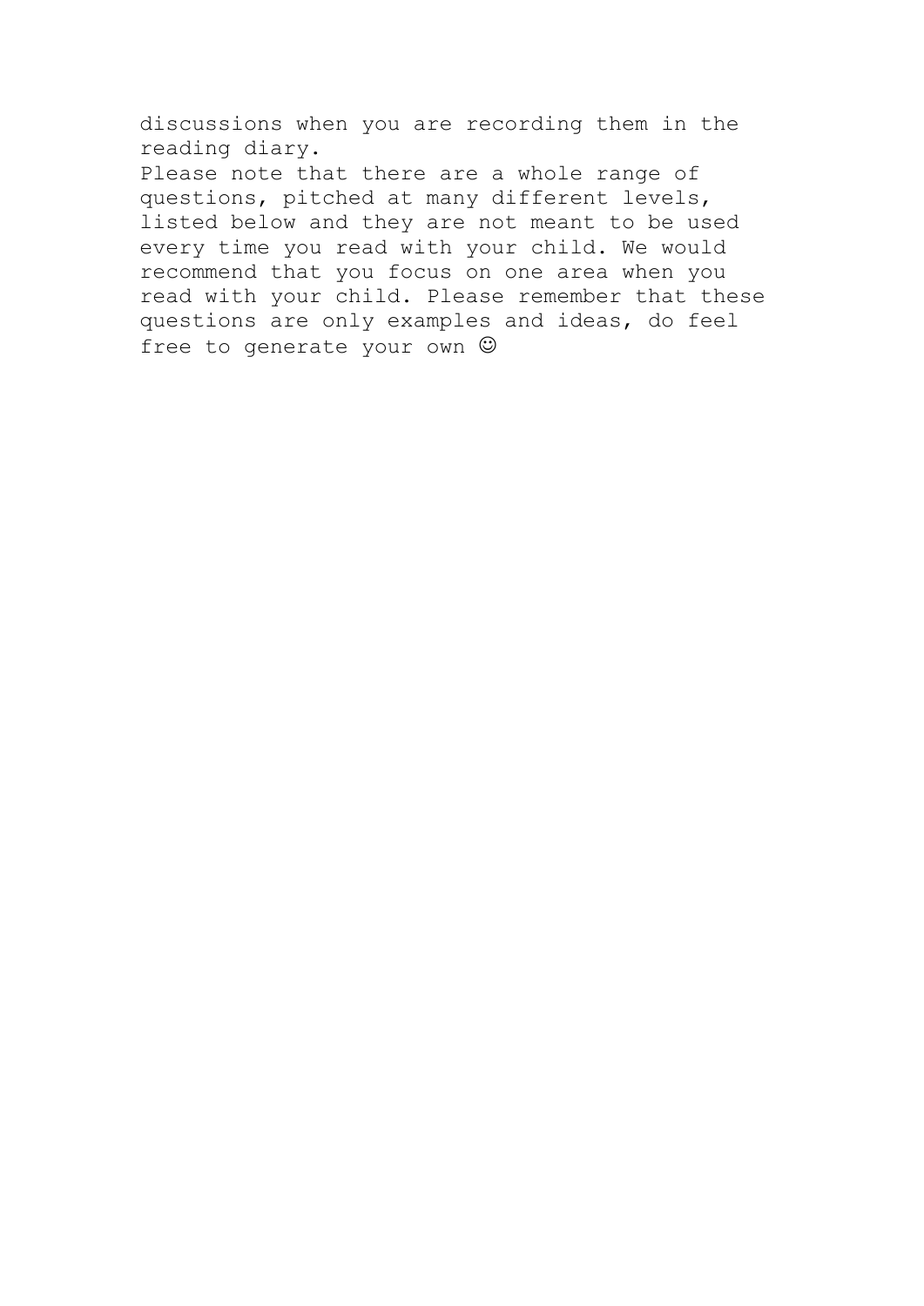discussions when you are recording them in the reading diary.

Please note that there are a whole range of questions, pitched at many different levels, listed below and they are not meant to be used every time you read with your child. We would recommend that you focus on one area when you read with your child. Please remember that these questions are only examples and ideas, do feel free to generate your own ☺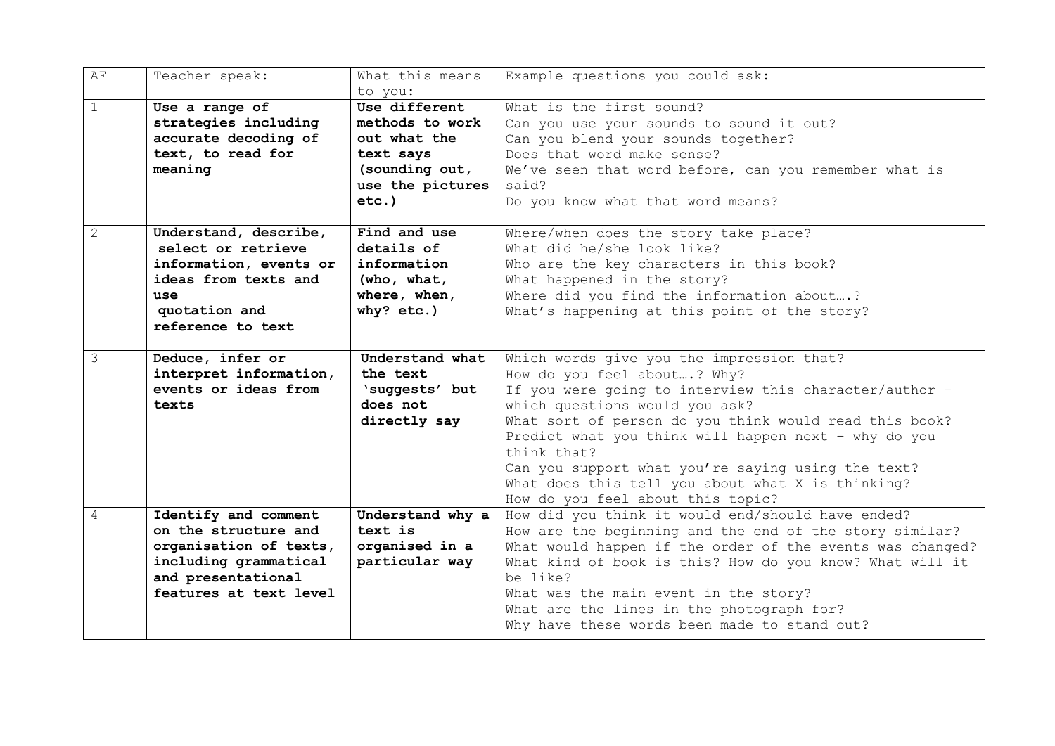| AF | Teacher speak: | What this means to you: | Example questions you could ask: |
|---|---|---|---|
| 1 | **Use a range of strategies including accurate decoding of text, to read for meaning** | **Use different methods to work out what the text says (sounding out, use the pictures etc.)** | What is the first sound?<br>Can you use your sounds to sound it out?<br>Can you blend your sounds together?<br>Does that word make sense?<br>We've seen that word before, can you remember what is said?<br>Do you know what that word means? |
| 2 | **Understand, describe, select or retrieve information, events or ideas from texts and use quotation and reference to text** | **Find and use details of information (who, what, where, when, why? etc.)** | Where/when does the story take place?<br>What did he/she look like?<br>Who are the key characters in this book?<br>What happened in the story?<br>Where did you find the information about….?<br>What's happening at this point of the story? |
| 3 | **Deduce, infer or interpret information, events or ideas from texts** | **Understand what the text 'suggests' but does not directly say** | Which words give you the impression that?<br>How do you feel about….? Why?<br>If you were going to interview this character/author – which questions would you ask?<br>What sort of person do you think would read this book?<br>Predict what you think will happen next – why do you think that?<br>Can you support what you're saying using the text?<br>What does this tell you about what X is thinking?<br>How do you feel about this topic? |
| 4 | **Identify and comment on the structure and organisation of texts, including grammatical and presentational features at text level** | **Understand why a text is organised in a particular way** | How did you think it would end/should have ended?<br>How are the beginning and the end of the story similar?<br>What would happen if the order of the events was changed?<br>What kind of book is this? How do you know? What will it be like?<br>What was the main event in the story?<br>What are the lines in the photograph for?<br>Why have these words been made to stand out? |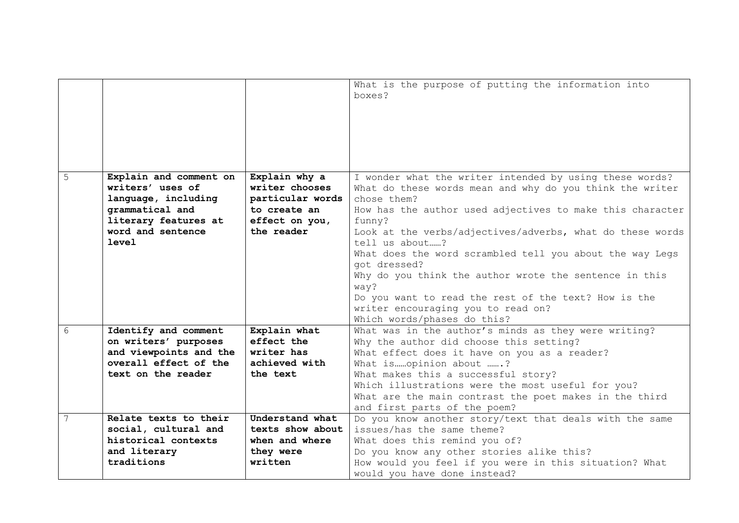| | | | |
|---|---|---|---|
| | | | What is the purpose of putting the information into boxes? |
| 5 | **Explain and comment on writers' uses of language, including grammatical and literary features at word and sentence level** | **Explain why a writer chooses particular words to create an effect on you, the reader** | I wonder what the writer intended by using these words?<br>What do these words mean and why do you think the writer chose them?<br>How has the author used adjectives to make this character funny?<br>Look at the verbs/adjectives/adverbs, what do these words tell us about……?<br>What does the word scrambled tell you about the way Legs got dressed?<br>Why do you think the author wrote the sentence in this way?<br>Do you want to read the rest of the text? How is the writer encouraging you to read on?<br>Which words/phases do this? |
| 6 | **Identify and comment on writers' purposes and viewpoints and the overall effect of the text on the reader** | **Explain what effect the writer has achieved with the text** | What was in the author's minds as they were writing?<br>Why the author did choose this setting?<br>What effect does it have on you as a reader?<br>What is……opinion about …….?<br>What makes this a successful story?<br>Which illustrations were the most useful for you?<br>What are the main contrast the poet makes in the third and first parts of the poem? |
| 7 | **Relate texts to their social, cultural and historical contexts and literary traditions** | **Understand what texts show about when and where they were written** | Do you know another story/text that deals with the same issues/has the same theme?<br>What does this remind you of?<br>Do you know any other stories alike this?<br>How would you feel if you were in this situation? What would you have done instead? |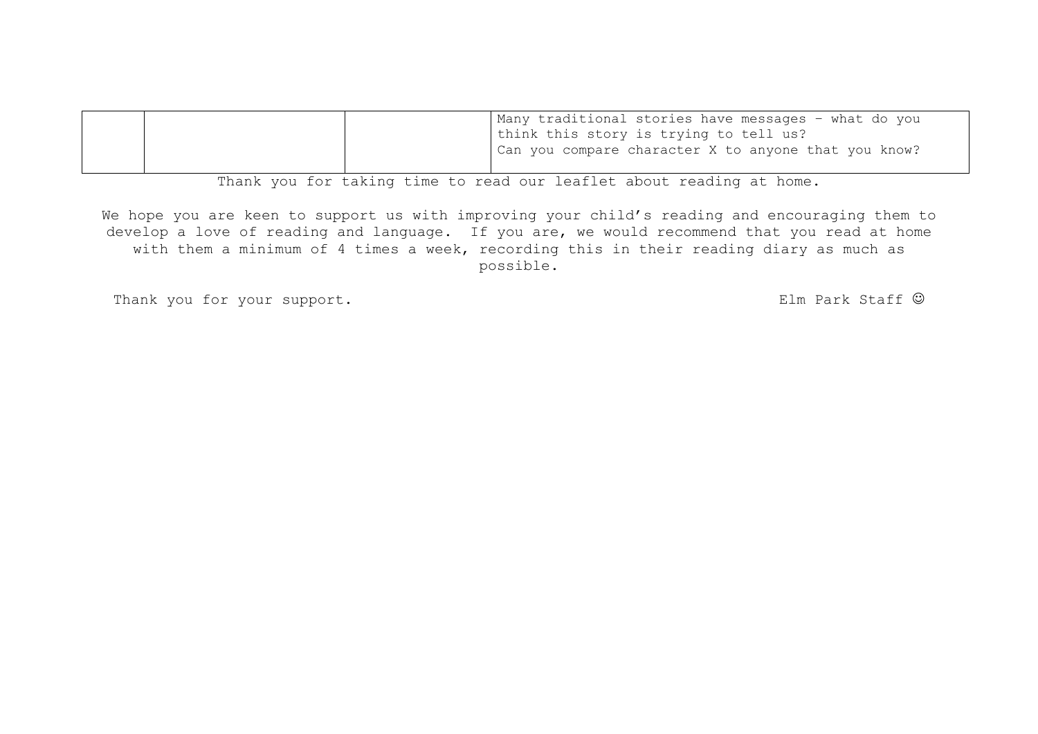| | | | |
|---|---|---|---|
| | | | Many traditional stories have messages – what do you think this story is trying to tell us?<br>Can you compare character X to anyone that you know? |

Thank you for taking time to read our leaflet about reading at home.

We hope you are keen to support us with improving your child's reading and encouraging them to develop a love of reading and language. If you are, we would recommend that you read at home with them a minimum of 4 times a week, recording this in their reading diary as much as possible.

Thank you for your support.

Elm Park Staff ☺